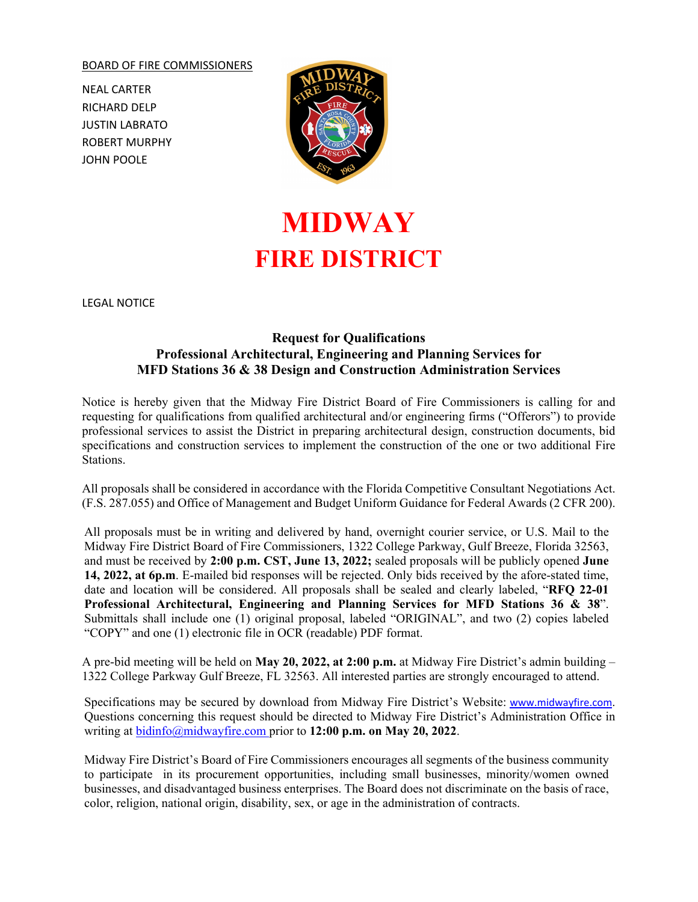BOARD OF FIRE COMMISSIONERS

NEAL CARTER
RICHARD DELP
JUSTIN LABRATO
ROBERT MURPHY
JOHN POOLE

# MIDWAY
# FIRE DISTRICT

LEGAL NOTICE

### Request for Qualifications
### Professional Architectural, Engineering and Planning Services for MFD Stations 36 & 38 Design and Construction Administration Services

Notice is hereby given that the Midway Fire District Board of Fire Commissioners is calling for and requesting for qualifications from qualified architectural and/or engineering firms ("Offerors") to provide professional services to assist the District in preparing architectural design, construction documents, bid specifications and construction services to implement the construction of the one or two additional Fire Stations.

All proposals shall be considered in accordance with the Florida Competitive Consultant Negotiations Act. (F.S. 287.055) and Office of Management and Budget Uniform Guidance for Federal Awards (2 CFR 200).

All proposals must be in writing and delivered by hand, overnight courier service, or U.S. Mail to the Midway Fire District Board of Fire Commissioners, 1322 College Parkway, Gulf Breeze, Florida 32563, and must be received by **2:00 p.m. CST, June 13, 2022;** sealed proposals will be publicly opened **June 14, 2022, at 6p.m**. E-mailed bid responses will be rejected. Only bids received by the afore-stated time, date and location will be considered. All proposals shall be sealed and clearly labeled, "**RFQ 22-01 Professional Architectural, Engineering and Planning Services for MFD Stations 36 & 38**". Submittals shall include one (1) original proposal, labeled "ORIGINAL", and two (2) copies labeled "COPY" and one (1) electronic file in OCR (readable) PDF format.

A pre-bid meeting will be held on **May 20, 2022, at 2:00 p.m.** at Midway Fire District's admin building – 1322 College Parkway Gulf Breeze, FL 32563. All interested parties are strongly encouraged to attend.

Specifications may be secured by download from Midway Fire District's Website: www.midwayfire.com. Questions concerning this request should be directed to Midway Fire District's Administration Office in writing at bidinfo@midwayfire.com prior to **12:00 p.m. on May 20, 2022**.

Midway Fire District's Board of Fire Commissioners encourages all segments of the business community to participate in its procurement opportunities, including small businesses, minority/women owned businesses, and disadvantaged business enterprises. The Board does not discriminate on the basis of race, color, religion, national origin, disability, sex, or age in the administration of contracts.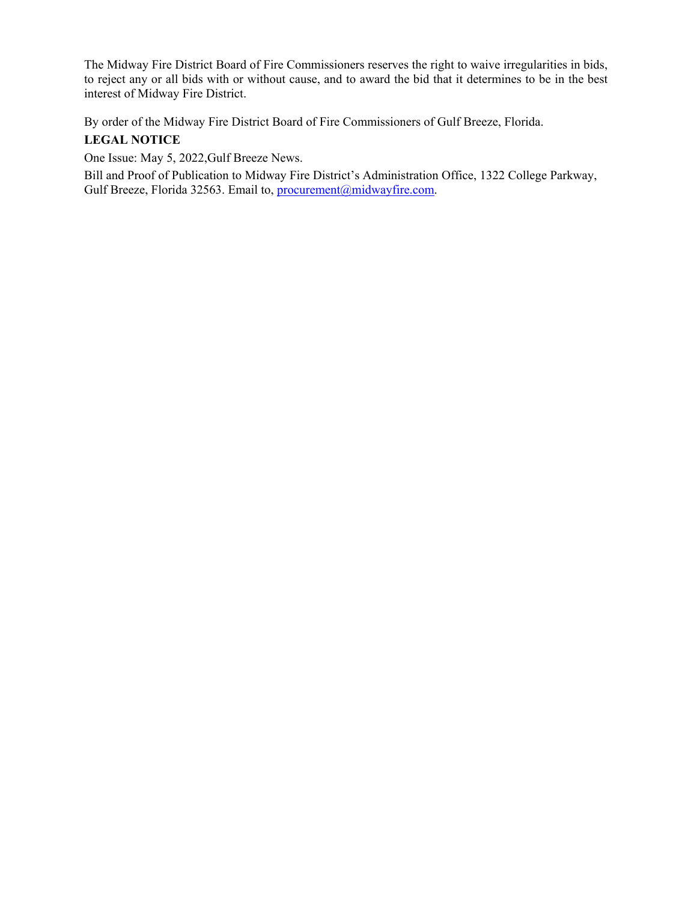The Midway Fire District Board of Fire Commissioners reserves the right to waive irregularities in bids, to reject any or all bids with or without cause, and to award the bid that it determines to be in the best interest of Midway Fire District.

By order of the Midway Fire District Board of Fire Commissioners of Gulf Breeze, Florida.

**LEGAL NOTICE**

One Issue: May 5, 2022,Gulf Breeze News.

Bill and Proof of Publication to Midway Fire District's Administration Office, 1322 College Parkway, Gulf Breeze, Florida 32563. Email to, procurement@midwayfire.com.